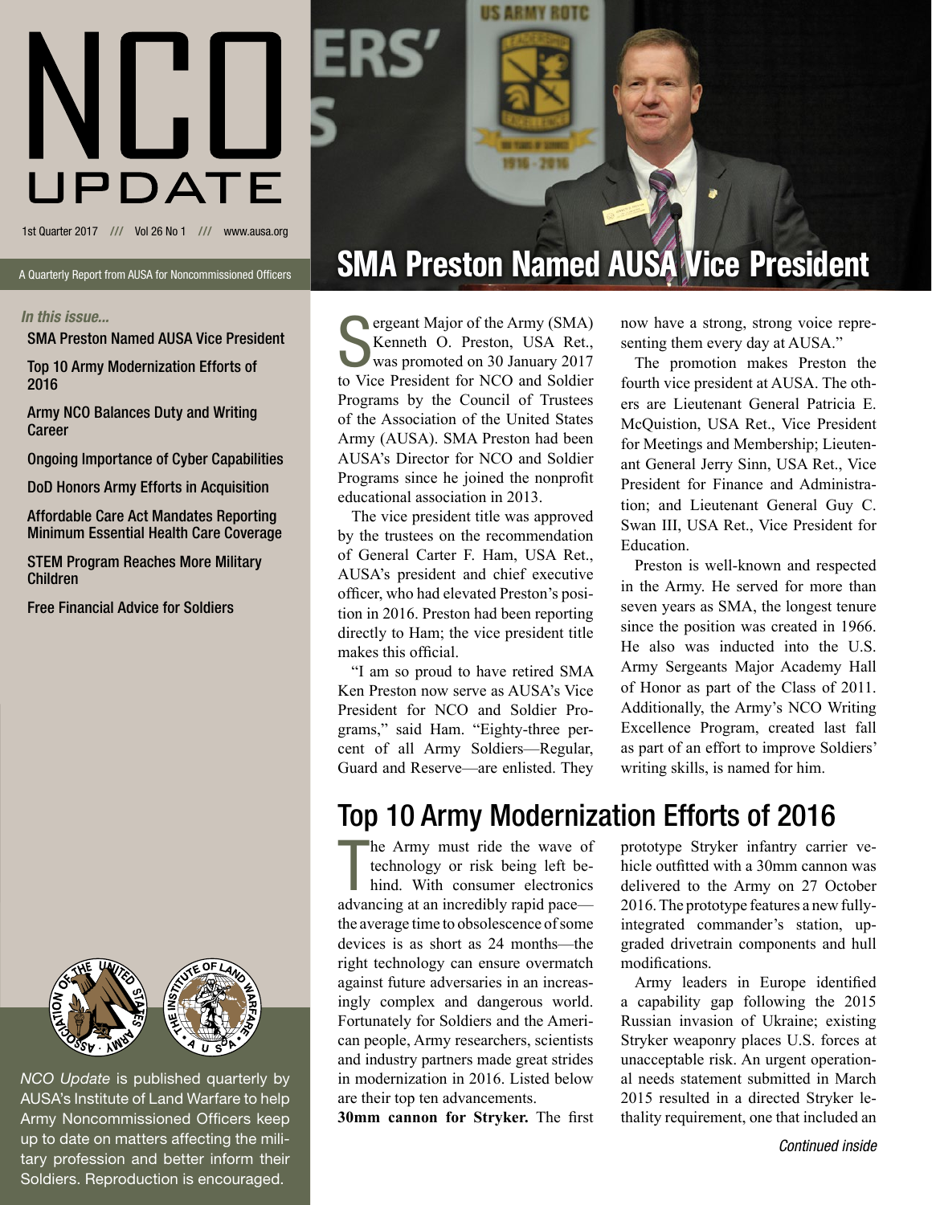# NCO UPDATE

1st Quarter 2017 /// Vol 26 No 1 /// www.ausa.org

A Quarterly Report from AUSA for Noncommissioned Officers

*In this issue...*

- SMA Preston Named AUSA Vice President
- Top 10 Army Modernization Efforts of 2016
- Army NCO Balances Duty and Writing Career
- Ongoing Importance of Cyber Capabilities
- DoD Honors Army Efforts in Acquisition
- Affordable Care Act Mandates Reporting Minimum Essential Health Care Coverage
- STEM Program Reaches More Military Children
- Free Financial Advice for Soldiers

*NCO Update* is published quarterly by AUSA's Institute of Land Warfare to help Army Noncommissioned Officers keep up to date on matters affecting the military profession and better inform their Soldiers. Reproduction is encouraged.

## SMA Preston Named AUSA Vice President

Sergeant Major of the Army (SMA) Kenneth O. Preston, USA Ret., was promoted on 30 January 2017 to Vice President for NCO and Soldier Programs by the Council of Trustees of the Association of the United States Army (AUSA). SMA Preston had been AUSA's Director for NCO and Soldier Programs since he joined the nonprofit educational association in 2013.

The vice president title was approved by the trustees on the recommendation of General Carter F. Ham, USA Ret., AUSA's president and chief executive officer, who had elevated Preston's position in 2016. Preston had been reporting directly to Ham; the vice president title makes this official.

"I am so proud to have retired SMA Ken Preston now serve as AUSA's Vice President for NCO and Soldier Programs," said Ham. "Eighty-three percent of all Army Soldiers—Regular, Guard and Reserve—are enlisted. They now have a strong, strong voice representing them every day at AUSA."

The promotion makes Preston the fourth vice president at AUSA. The others are Lieutenant General Patricia E. McQuistion, USA Ret., Vice President for Meetings and Membership; Lieutenant General Jerry Sinn, USA Ret., Vice President for Finance and Administration; and Lieutenant General Guy C. Swan III, USA Ret., Vice President for Education.

Preston is well-known and respected in the Army. He served for more than seven years as SMA, the longest tenure since the position was created in 1966. He also was inducted into the U.S. Army Sergeants Major Academy Hall of Honor as part of the Class of 2011. Additionally, the Army's NCO Writing Excellence Program, created last fall as part of an effort to improve Soldiers' writing skills, is named for him.

## Top 10 Army Modernization Efforts of 2016

The Army must ride the wave of technology or risk being left behind. With consumer electronics advancing at an incredibly rapid pace—the average time to obsolescence of some devices is as short as 24 months—the right technology can ensure overmatch against future adversaries in an increasingly complex and dangerous world. Fortunately for Soldiers and the American people, Army researchers, scientists and industry partners made great strides in modernization in 2016. Listed below are their top ten advancements.

**30mm cannon for Stryker.** The first prototype Stryker infantry carrier vehicle outfitted with a 30mm cannon was delivered to the Army on 27 October 2016. The prototype features a new fully-integrated commander's station, upgraded drivetrain components and hull modifications.

Army leaders in Europe identified a capability gap following the 2015 Russian invasion of Ukraine; existing Stryker weaponry places U.S. forces at unacceptable risk. An urgent operational needs statement submitted in March 2015 resulted in a directed Stryker lethality requirement, one that included an

*Continued inside*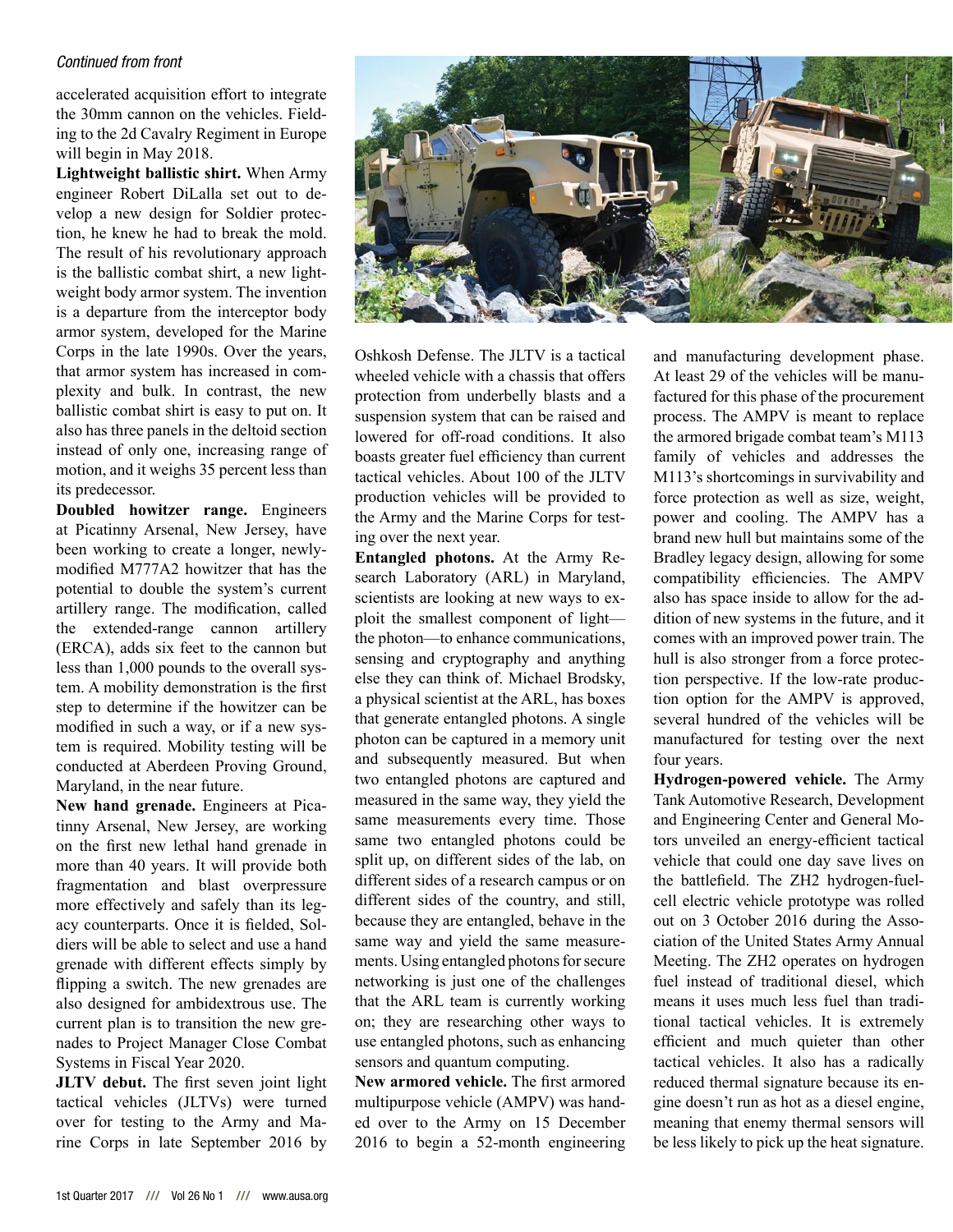*Continued from front*

accelerated acquisition effort to integrate the 30mm cannon on the vehicles. Fielding to the 2d Cavalry Regiment in Europe will begin in May 2018.

**Lightweight ballistic shirt.** When Army engineer Robert DiLalla set out to develop a new design for Soldier protection, he knew he had to break the mold. The result of his revolutionary approach is the ballistic combat shirt, a new lightweight body armor system. The invention is a departure from the interceptor body armor system, developed for the Marine Corps in the late 1990s. Over the years, that armor system has increased in complexity and bulk. In contrast, the new ballistic combat shirt is easy to put on. It also has three panels in the deltoid section instead of only one, increasing range of motion, and it weighs 35 percent less than its predecessor.

**Doubled howitzer range.** Engineers at Picatinny Arsenal, New Jersey, have been working to create a longer, newly-modified M777A2 howitzer that has the potential to double the system's current artillery range. The modification, called the extended-range cannon artillery (ERCA), adds six feet to the cannon but less than 1,000 pounds to the overall system. A mobility demonstration is the first step to determine if the howitzer can be modified in such a way, or if a new system is required. Mobility testing will be conducted at Aberdeen Proving Ground, Maryland, in the near future.

**New hand grenade.** Engineers at Picatinny Arsenal, New Jersey, are working on the first new lethal hand grenade in more than 40 years. It will provide both fragmentation and blast overpressure more effectively and safely than its legacy counterparts. Once it is fielded, Soldiers will be able to select and use a hand grenade with different effects simply by flipping a switch. The new grenades are also designed for ambidextrous use. The current plan is to transition the new grenades to Project Manager Close Combat Systems in Fiscal Year 2020.

**JLTV debut.** The first seven joint light tactical vehicles (JLTVs) were turned over for testing to the Army and Marine Corps in late September 2016 by Oshkosh Defense. The JLTV is a tactical wheeled vehicle with a chassis that offers protection from underbelly blasts and a suspension system that can be raised and lowered for off-road conditions. It also boasts greater fuel efficiency than current tactical vehicles. About 100 of the JLTV production vehicles will be provided to the Army and the Marine Corps for testing over the next year.

**Entangled photons.** At the Army Research Laboratory (ARL) in Maryland, scientists are looking at new ways to exploit the smallest component of light—the photon—to enhance communications, sensing and cryptography and anything else they can think of. Michael Brodsky, a physical scientist at the ARL, has boxes that generate entangled photons. A single photon can be captured in a memory unit and subsequently measured. But when two entangled photons are captured and measured in the same way, they yield the same measurements every time. Those same two entangled photons could be split up, on different sides of the lab, on different sides of a research campus or on different sides of the country, and still, because they are entangled, behave in the same way and yield the same measurements. Using entangled photons for secure networking is just one of the challenges that the ARL team is currently working on; they are researching other ways to use entangled photons, such as enhancing sensors and quantum computing.

**New armored vehicle.** The first armored multipurpose vehicle (AMPV) was handed over to the Army on 15 December 2016 to begin a 52-month engineering and manufacturing development phase. At least 29 of the vehicles will be manufactured for this phase of the procurement process. The AMPV is meant to replace the armored brigade combat team's M113 family of vehicles and addresses the M113's shortcomings in survivability and force protection as well as size, weight, power and cooling. The AMPV has a brand new hull but maintains some of the Bradley legacy design, allowing for some compatibility efficiencies. The AMPV also has space inside to allow for the addition of new systems in the future, and it comes with an improved power train. The hull is also stronger from a force protection perspective. If the low-rate production option for the AMPV is approved, several hundred of the vehicles will be manufactured for testing over the next four years.

**Hydrogen-powered vehicle.** The Army Tank Automotive Research, Development and Engineering Center and General Motors unveiled an energy-efficient tactical vehicle that could one day save lives on the battlefield. The ZH2 hydrogen-fuel-cell electric vehicle prototype was rolled out on 3 October 2016 during the Association of the United States Army Annual Meeting. The ZH2 operates on hydrogen fuel instead of traditional diesel, which means it uses much less fuel than traditional tactical vehicles. It is extremely efficient and much quieter than other tactical vehicles. It also has a radically reduced thermal signature because its engine doesn't run as hot as a diesel engine, meaning that enemy thermal sensors will be less likely to pick up the heat signature.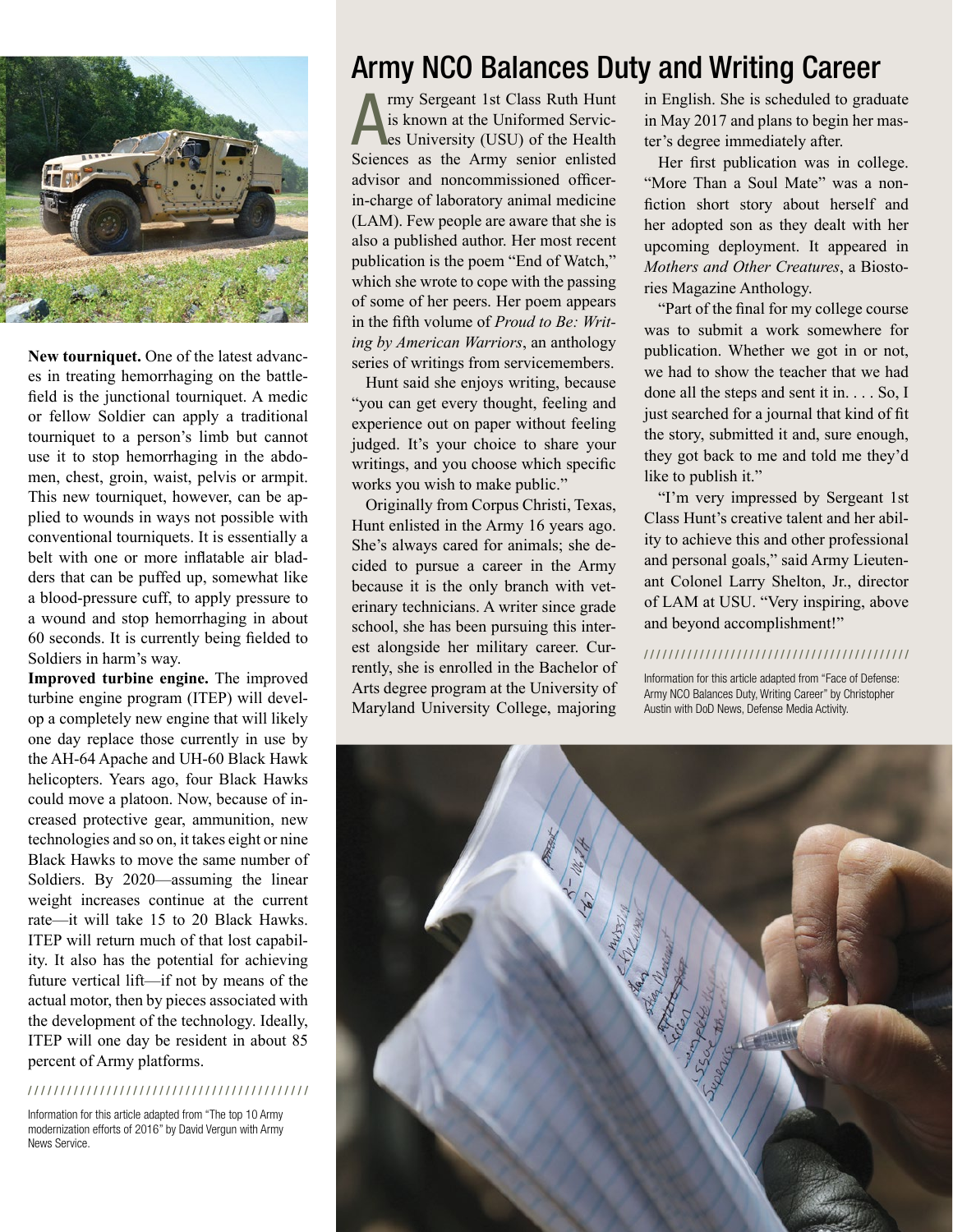**New tourniquet.** One of the latest advances in treating hemorrhaging on the battlefield is the junctional tourniquet. A medic or fellow Soldier can apply a traditional tourniquet to a person's limb but cannot use it to stop hemorrhaging in the abdomen, chest, groin, waist, pelvis or armpit. This new tourniquet, however, can be applied to wounds in ways not possible with conventional tourniquets. It is essentially a belt with one or more inflatable air bladders that can be puffed up, somewhat like a blood-pressure cuff, to apply pressure to a wound and stop hemorrhaging in about 60 seconds. It is currently being fielded to Soldiers in harm's way.

**Improved turbine engine.** The improved turbine engine program (ITEP) will develop a completely new engine that will likely one day replace those currently in use by the AH-64 Apache and UH-60 Black Hawk helicopters. Years ago, four Black Hawks could move a platoon. Now, because of increased protective gear, ammunition, new technologies and so on, it takes eight or nine Black Hawks to move the same number of Soldiers. By 2020—assuming the linear weight increases continue at the current rate—it will take 15 to 20 Black Hawks. ITEP will return much of that lost capability. It also has the potential for achieving future vertical lift—if not by means of the actual motor, then by pieces associated with the development of the technology. Ideally, ITEP will one day be resident in about 85 percent of Army platforms.

Information for this article adapted from "The top 10 Army modernization efforts of 2016" by David Vergun with Army News Service.

# Army NCO Balances Duty and Writing Career

Army Sergeant 1st Class Ruth Hunt is known at the Uniformed Services University (USU) of the Health Sciences as the Army senior enlisted advisor and noncommissioned officer-in-charge of laboratory animal medicine (LAM). Few people are aware that she is also a published author. Her most recent publication is the poem "End of Watch," which she wrote to cope with the passing of some of her peers. Her poem appears in the fifth volume of *Proud to Be: Writing by American Warriors*, an anthology series of writings from servicemembers.

Hunt said she enjoys writing, because "you can get every thought, feeling and experience out on paper without feeling judged. It's your choice to share your writings, and you choose which specific works you wish to make public."

Originally from Corpus Christi, Texas, Hunt enlisted in the Army 16 years ago. She's always cared for animals; she decided to pursue a career in the Army because it is the only branch with veterinary technicians. A writer since grade school, she has been pursuing this interest alongside her military career. Currently, she is enrolled in the Bachelor of Arts degree program at the University of Maryland University College, majoring in English. She is scheduled to graduate in May 2017 and plans to begin her master's degree immediately after.

Her first publication was in college. "More Than a Soul Mate" was a nonfiction short story about herself and her adopted son as they dealt with her upcoming deployment. It appeared in *Mothers and Other Creatures*, a Biostories Magazine Anthology.

"Part of the final for my college course was to submit a work somewhere for publication. Whether we got in or not, we had to show the teacher that we had done all the steps and sent it in. . . . So, I just searched for a journal that kind of fit the story, submitted it and, sure enough, they got back to me and told me they'd like to publish it."

"I'm very impressed by Sergeant 1st Class Hunt's creative talent and her ability to achieve this and other professional and personal goals," said Army Lieutenant Colonel Larry Shelton, Jr., director of LAM at USU. "Very inspiring, above and beyond accomplishment!"

Information for this article adapted from "Face of Defense: Army NCO Balances Duty, Writing Career" by Christopher Austin with DoD News, Defense Media Activity.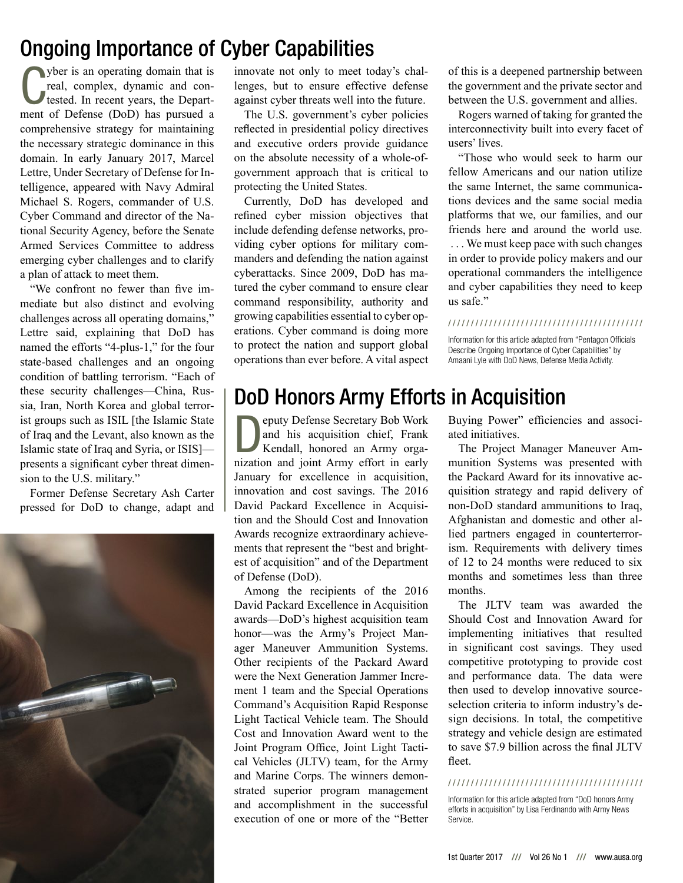## Ongoing Importance of Cyber Capabilities

Cyber is an operating domain that is real, complex, dynamic and contested. In recent years, the Department of Defense (DoD) has pursued a comprehensive strategy for maintaining the necessary strategic dominance in this domain. In early January 2017, Marcel Lettre, Under Secretary of Defense for Intelligence, appeared with Navy Admiral Michael S. Rogers, commander of U.S. Cyber Command and director of the National Security Agency, before the Senate Armed Services Committee to address emerging cyber challenges and to clarify a plan of attack to meet them.

"We confront no fewer than five immediate but also distinct and evolving challenges across all operating domains," Lettre said, explaining that DoD has named the efforts "4-plus-1," for the four state-based challenges and an ongoing condition of battling terrorism. "Each of these security challenges—China, Russia, Iran, North Korea and global terrorist groups such as ISIL [the Islamic State of Iraq and the Levant, also known as the Islamic state of Iraq and Syria, or ISIS]—presents a significant cyber threat dimension to the U.S. military."

Former Defense Secretary Ash Carter pressed for DoD to change, adapt and innovate not only to meet today's challenges, but to ensure effective defense against cyber threats well into the future.

The U.S. government's cyber policies reflected in presidential policy directives and executive orders provide guidance on the absolute necessity of a whole-of-government approach that is critical to protecting the United States.

Currently, DoD has developed and refined cyber mission objectives that include defending defense networks, providing cyber options for military commanders and defending the nation against cyberattacks. Since 2009, DoD has matured the cyber command to ensure clear command responsibility, authority and growing capabilities essential to cyber operations. Cyber command is doing more to protect the nation and support global operations than ever before. A vital aspect of this is a deepened partnership between the government and the private sector and between the U.S. government and allies.

Rogers warned of taking for granted the interconnectivity built into every facet of users' lives.

"Those who would seek to harm our fellow Americans and our nation utilize the same Internet, the same communications devices and the same social media platforms that we, our families, and our friends here and around the world use. . . . We must keep pace with such changes in order to provide policy makers and our operational commanders the intelligence and cyber capabilities they need to keep us safe."

Information for this article adapted from "Pentagon Officials Describe Ongoing Importance of Cyber Capabilities" by Amaani Lyle with DoD News, Defense Media Activity.

## DoD Honors Army Efforts in Acquisition

Deputy Defense Secretary Bob Work and his acquisition chief, Frank Kendall, honored an Army organization and joint Army effort in early January for excellence in acquisition, innovation and cost savings. The 2016 David Packard Excellence in Acquisition and the Should Cost and Innovation Awards recognize extraordinary achievements that represent the "best and brightest of acquisition" and of the Department of Defense (DoD).

Among the recipients of the 2016 David Packard Excellence in Acquisition awards—DoD's highest acquisition team honor—was the Army's Project Manager Maneuver Ammunition Systems. Other recipients of the Packard Award were the Next Generation Jammer Increment 1 team and the Special Operations Command's Acquisition Rapid Response Light Tactical Vehicle team. The Should Cost and Innovation Award went to the Joint Program Office, Joint Light Tactical Vehicles (JLTV) team, for the Army and Marine Corps. The winners demonstrated superior program management and accomplishment in the successful execution of one or more of the "Better Buying Power" efficiencies and associated initiatives.

The Project Manager Maneuver Ammunition Systems was presented with the Packard Award for its innovative acquisition strategy and rapid delivery of non-DoD standard ammunitions to Iraq, Afghanistan and domestic and other allied partners engaged in counterterrorism. Requirements with delivery times of 12 to 24 months were reduced to six months and sometimes less than three months.

The JLTV team was awarded the Should Cost and Innovation Award for implementing initiatives that resulted in significant cost savings. They used competitive prototyping to provide cost and performance data. The data were then used to develop innovative source-selection criteria to inform industry's design decisions. In total, the competitive strategy and vehicle design are estimated to save $7.9 billion across the final JLTV fleet.

Information for this article adapted from "DoD honors Army efforts in acquisition" by Lisa Ferdinando with Army News Service.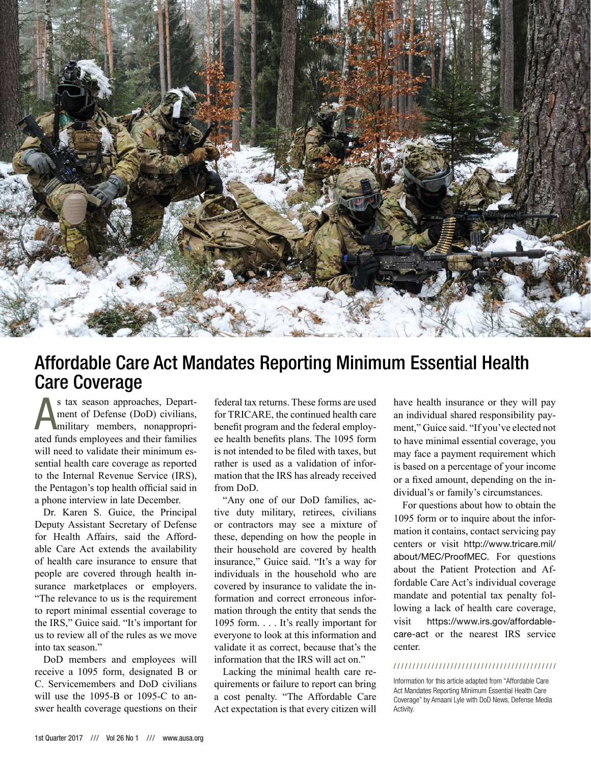# Affordable Care Act Mandates Reporting Minimum Essential Health Care Coverage

As tax season approaches, Department of Defense (DoD) civilians, military members, nonappropriated funds employees and their families will need to validate their minimum essential health care coverage as reported to the Internal Revenue Service (IRS), the Pentagon's top health official said in a phone interview in late December.

Dr. Karen S. Guice, the Principal Deputy Assistant Secretary of Defense for Health Affairs, said the Affordable Care Act extends the availability of health care insurance to ensure that people are covered through health insurance marketplaces or employers. "The relevance to us is the requirement to report minimal essential coverage to the IRS," Guice said. "It's important for us to review all of the rules as we move into tax season."

DoD members and employees will receive a 1095 form, designated B or C. Servicemembers and DoD civilians will use the 1095-B or 1095-C to answer health coverage questions on their federal tax returns. These forms are used for TRICARE, the continued health care benefit program and the federal employee health benefits plans. The 1095 form is not intended to be filed with taxes, but rather is used as a validation of information that the IRS has already received from DoD.

"Any one of our DoD families, active duty military, retirees, civilians or contractors may see a mixture of these, depending on how the people in their household are covered by health insurance," Guice said. "It's a way for individuals in the household who are covered by insurance to validate the information and correct erroneous information through the entity that sends the 1095 form. . . . It's really important for everyone to look at this information and validate it as correct, because that's the information that the IRS will act on."

Lacking the minimal health care requirements or failure to report can bring a cost penalty. "The Affordable Care Act expectation is that every citizen will have health insurance or they will pay an individual shared responsibility payment," Guice said. "If you've elected not to have minimal essential coverage, you may face a payment requirement which is based on a percentage of your income or a fixed amount, depending on the individual's or family's circumstances.

For questions about how to obtain the 1095 form or to inquire about the information it contains, contact servicing pay centers or visit http://www.tricare.mil/about/MEC/ProofMEC. For questions about the Patient Protection and Affordable Care Act's individual coverage mandate and potential tax penalty following a lack of health care coverage, visit https://www.irs.gov/affordable-care-act or the nearest IRS service center.

Information for this article adapted from "Affordable Care Act Mandates Reporting Minimum Essential Health Care Coverage" by Amaani Lyle with DoD News, Defense Media Activity.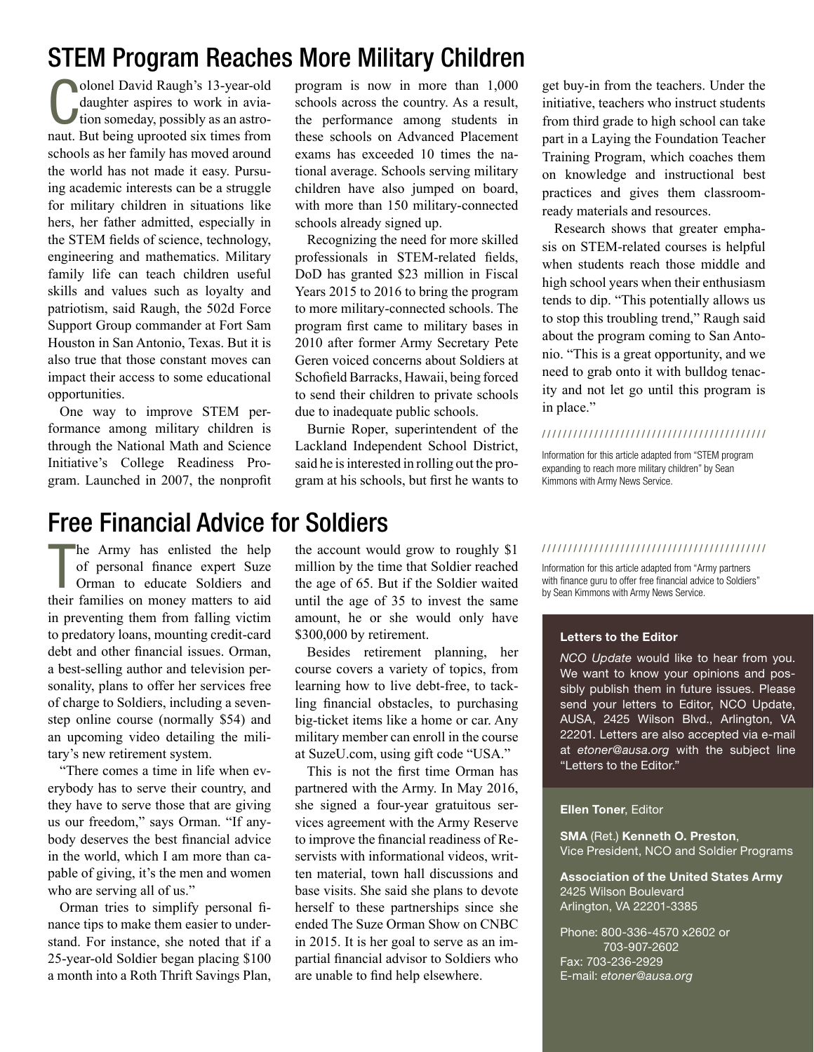## STEM Program Reaches More Military Children

Colonel David Raugh's 13-year-old daughter aspires to work in aviation someday, possibly as an astronaut. But being uprooted six times from schools as her family has moved around the world has not made it easy. Pursuing academic interests can be a struggle for military children in situations like hers, her father admitted, especially in the STEM fields of science, technology, engineering and mathematics. Military family life can teach children useful skills and values such as loyalty and patriotism, said Raugh, the 502d Force Support Group commander at Fort Sam Houston in San Antonio, Texas. But it is also true that those constant moves can impact their access to some educational opportunities.

One way to improve STEM performance among military children is through the National Math and Science Initiative's College Readiness Program. Launched in 2007, the nonprofit program is now in more than 1,000 schools across the country. As a result, the performance among students in these schools on Advanced Placement exams has exceeded 10 times the national average. Schools serving military children have also jumped on board, with more than 150 military-connected schools already signed up.

Recognizing the need for more skilled professionals in STEM-related fields, DoD has granted $23 million in Fiscal Years 2015 to 2016 to bring the program to more military-connected schools. The program first came to military bases in 2010 after former Army Secretary Pete Geren voiced concerns about Soldiers at Schofield Barracks, Hawaii, being forced to send their children to private schools due to inadequate public schools.

Burnie Roper, superintendent of the Lackland Independent School District, said he is interested in rolling out the program at his schools, but first he wants to get buy-in from the teachers. Under the initiative, teachers who instruct students from third grade to high school can take part in a Laying the Foundation Teacher Training Program, which coaches them on knowledge and instructional best practices and gives them classroom-ready materials and resources.

Research shows that greater emphasis on STEM-related courses is helpful when students reach those middle and high school years when their enthusiasm tends to dip. "This potentially allows us to stop this troubling trend," Raugh said about the program coming to San Antonio. "This is a great opportunity, and we need to grab onto it with bulldog tenacity and not let go until this program is in place."

Information for this article adapted from "STEM program expanding to reach more military children" by Sean Kimmons with Army News Service.

## Free Financial Advice for Soldiers

The Army has enlisted the help of personal finance expert Suze Orman to educate Soldiers and their families on money matters to aid in preventing them from falling victim to predatory loans, mounting credit-card debt and other financial issues. Orman, a best-selling author and television personality, plans to offer her services free of charge to Soldiers, including a seven-step online course (normally $54) and an upcoming video detailing the military's new retirement system.

"There comes a time in life when everybody has to serve their country, and they have to serve those that are giving us our freedom," says Orman. "If anybody deserves the best financial advice in the world, which I am more than capable of giving, it's the men and women who are serving all of us."

Orman tries to simplify personal finance tips to make them easier to understand. For instance, she noted that if a 25-year-old Soldier began placing $100 a month into a Roth Thrift Savings Plan, the account would grow to roughly $1 million by the time that Soldier reached the age of 65. But if the Soldier waited until the age of 35 to invest the same amount, he or she would only have $300,000 by retirement.

Besides retirement planning, her course covers a variety of topics, from learning how to live debt-free, to tackling financial obstacles, to purchasing big-ticket items like a home or car. Any military member can enroll in the course at SuzeU.com, using gift code "USA."

This is not the first time Orman has partnered with the Army. In May 2016, she signed a four-year gratuitous services agreement with the Army Reserve to improve the financial readiness of Reservists with informational videos, written material, town hall discussions and base visits. She said she plans to devote herself to these partnerships since she ended The Suze Orman Show on CNBC in 2015. It is her goal to serve as an impartial financial advisor to Soldiers who are unable to find help elsewhere.

Information for this article adapted from "Army partners with finance guru to offer free financial advice to Soldiers" by Sean Kimmons with Army News Service.

### Letters to the Editor

*NCO Update* would like to hear from you. We want to know your opinions and possibly publish them in future issues. Please send your letters to Editor, NCO Update, AUSA, 2425 Wilson Blvd., Arlington, VA 22201. Letters are also accepted via e-mail at *etoner@ausa.org* with the subject line "Letters to the Editor."

**Ellen Toner**, Editor

**SMA** (Ret.) **Kenneth O. Preston**,
Vice President, NCO and Soldier Programs

**Association of the United States Army**
2425 Wilson Boulevard
Arlington, VA 22201-3385

Phone: 800-336-4570 x2602 or
703-907-2602
Fax: 703-236-2929
E-mail: *etoner@ausa.org*